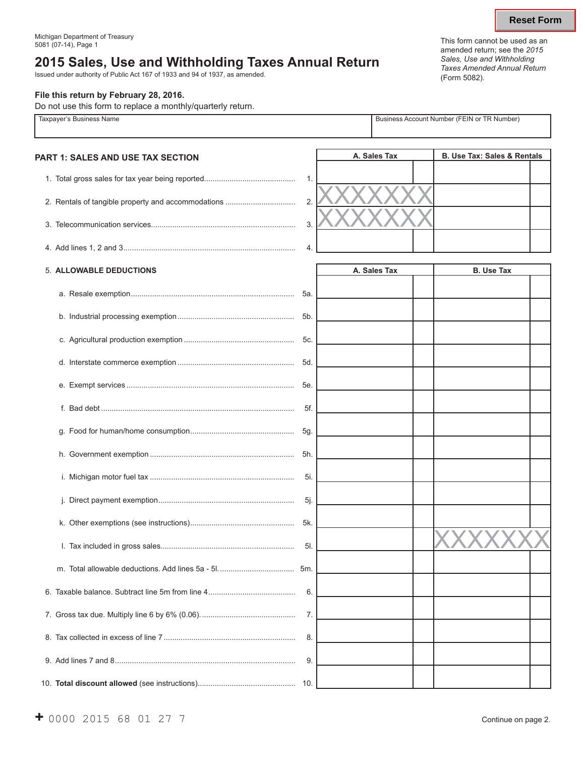Michigan Department of Treasury
5081 (07-14), Page 1

# 2015 Sales, Use and Withholding Taxes Annual Return

Issued under authority of Public Act 167 of 1933 and 94 of 1937, as amended.

This form cannot be used as an amended return; see the *2015 Sales, Use and Withholding Taxes Amended Annual Return* (Form 5082).

**File this return by February 28, 2016.**
Do not use this form to replace a monthly/quarterly return.

| Taxpayer's Business Name | Business Account Number (FEIN or TR Number) |
|---|---|
| | |

## PART 1: SALES AND USE TAX SECTION

| | | A. Sales Tax | B. Use Tax: Sales & Rentals |
|---|---|---|---|
| 1. Total gross sales for tax year being reported | 1. | | |
| 2. Rentals of tangible property and accommodations | 2. | XXXXXXX | |
| 3. Telecommunication services | 3. | XXXXXXX | |
| 4. Add lines 1, 2 and 3 | 4. | | |

| 5. **ALLOWABLE DEDUCTIONS** | | A. Sales Tax | B. Use Tax |
|---|---|---|---|
| a. Resale exemption | 5a. | | |
| b. Industrial processing exemption | 5b. | | |
| c. Agricultural production exemption | 5c. | | |
| d. Interstate commerce exemption | 5d. | | |
| e. Exempt services | 5e. | | |
| f. Bad debt | 5f. | | |
| g. Food for human/home consumption | 5g. | | |
| h. Government exemption | 5h. | | |
| i. Michigan motor fuel tax | 5i. | | |
| j. Direct payment exemption | 5j. | | |
| k. Other exemptions (see instructions) | 5k. | | |
| l. Tax included in gross sales | 5l. | | XXXXXXX |
| m. Total allowable deductions. Add lines 5a - 5l. | 5m. | | |
| 6. Taxable balance. Subtract line 5m from line 4 | 6. | | |
| 7. Gross tax due. Multiply line 6 by 6% (0.06). | 7. | | |
| 8. Tax collected in excess of line 7 | 8. | | |
| 9. Add lines 7 and 8 | 9. | | |
| 10. **Total discount allowed** (see instructions) | 10. | | |

+ 0000 2015 68 01 27 7

Continue on page 2.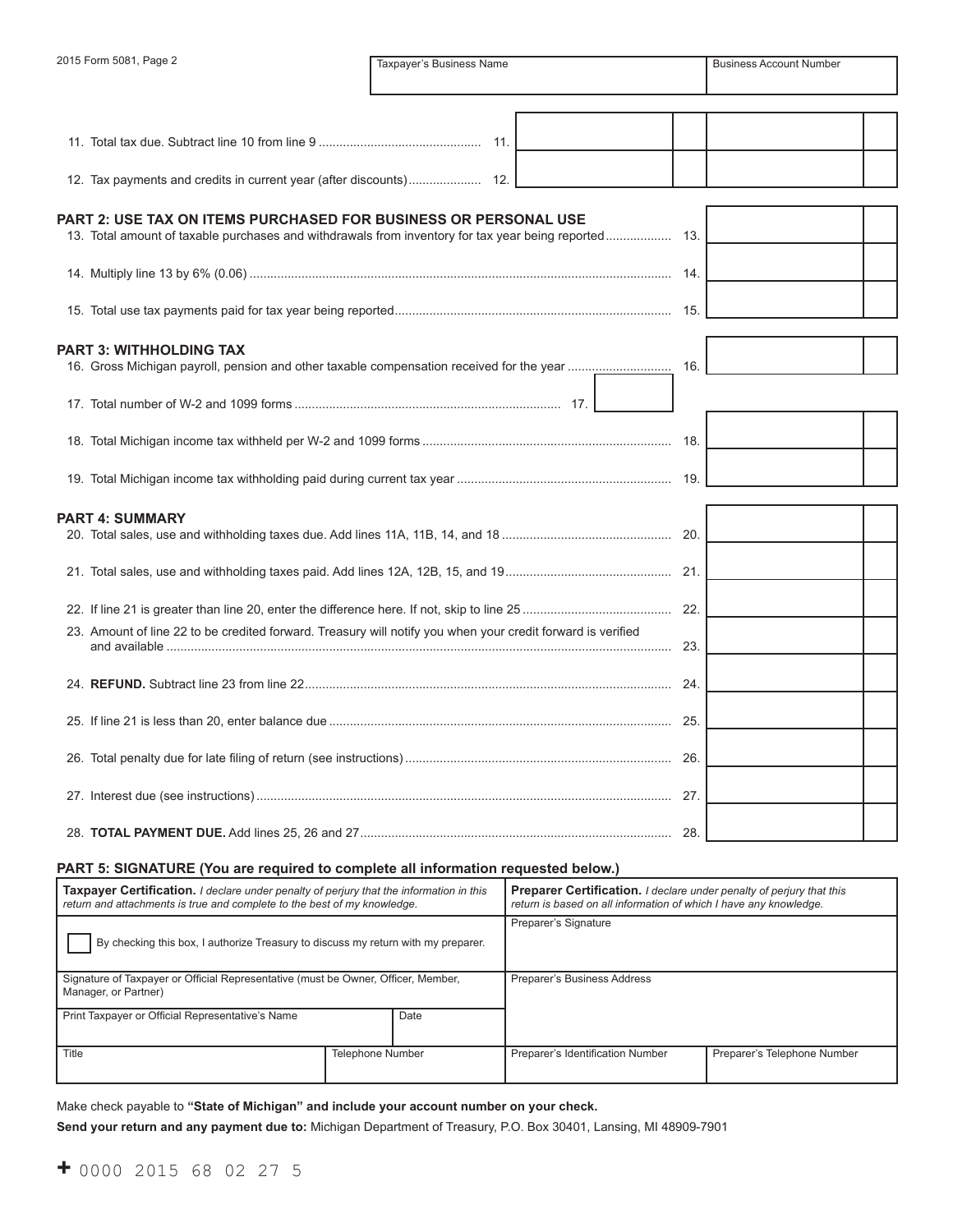2015 Form 5081, Page 2

| Taxpayer's Business Name | Business Account Number |
|---|---|
| | |

11. Total tax due. Subtract line 10 from line 9 .............................................. 11.

12. Tax payments and credits in current year (after discounts).................... 12.

## PART 2: USE TAX ON ITEMS PURCHASED FOR BUSINESS OR PERSONAL USE

13. Total amount of taxable purchases and withdrawals from inventory for tax year being reported.................. 13.

14. Multiply line 13 by 6% (0.06) ........................................................................................................ 14.

15. Total use tax payments paid for tax year being reported.............................................................. 15.

## PART 3: WITHHOLDING TAX

16. Gross Michigan payroll, pension and other taxable compensation received for the year ............................ 16.

17. Total number of W-2 and 1099 forms ........................................................................... 17.

18. Total Michigan income tax withheld per W-2 and 1099 forms ...................................................................... 18.

19. Total Michigan income tax withholding paid during current tax year ............................................................ 19.

## PART 4: SUMMARY

20. Total sales, use and withholding taxes due. Add lines 11A, 11B, 14, and 18 ................................................ 20.

21. Total sales, use and withholding taxes paid. Add lines 12A, 12B, 15, and 19............................................... 21.

22. If line 21 is greater than line 20, enter the difference here. If not, skip to line 25 .......................................... 22.

23. Amount of line 22 to be credited forward. Treasury will notify you when your credit forward is verified and available ................................................................................................................................ 23.

24. **REFUND.** Subtract line 23 from line 22........................................................................................ 24.

25. If line 21 is less than 20, enter balance due ................................................................................. 25.

26. Total penalty due for late filing of return (see instructions)........................................................................... 26.

27. Interest due (see instructions)...................................................................................................... 27.

28. **TOTAL PAYMENT DUE.** Add lines 25, 26 and 27........................................................................ 28.

## PART 5: SIGNATURE (You are required to complete all information requested below.)

| **Taxpayer Certification.** *I declare under penalty of perjury that the information in this return and attachments is true and complete to the best of my knowledge.* | | **Preparer Certification.** *I declare under penalty of perjury that this return is based on all information of which I have any knowledge.* | |
|---|---|---|---|
| ☐ By checking this box, I authorize Treasury to discuss my return with my preparer. | | Preparer's Signature | |
| Signature of Taxpayer or Official Representative (must be Owner, Officer, Member, Manager, or Partner) | | Preparer's Business Address | |
| Print Taxpayer or Official Representative's Name | Date | | |
| Title | Telephone Number | Preparer's Identification Number | Preparer's Telephone Number |

Make check payable to **"State of Michigan" and include your account number on your check.**

**Send your return and any payment due to:** Michigan Department of Treasury, P.O. Box 30401, Lansing, MI 48909-7901

+ 0000 2015 68 02 27 5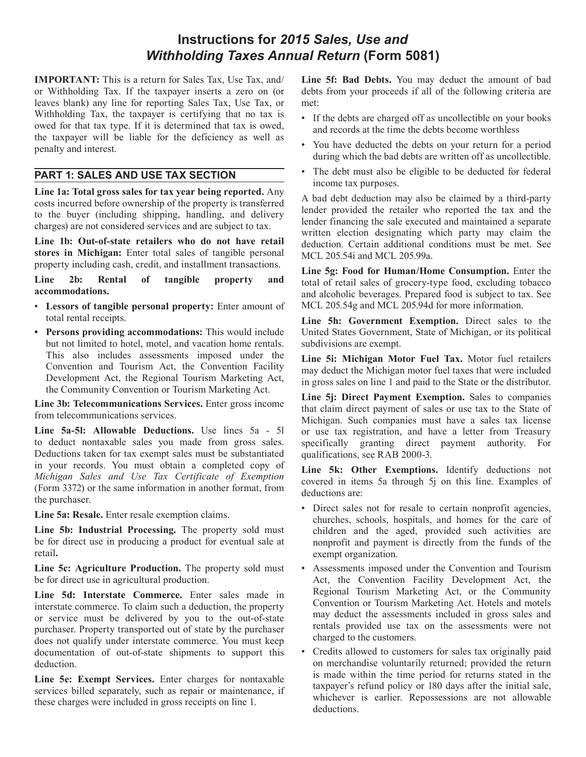# Instructions for *2015 Sales, Use and Withholding Taxes Annual Return* (Form 5081)

**IMPORTANT:** This is a return for Sales Tax, Use Tax, and/or Withholding Tax. If the taxpayer inserts a zero on (or leaves blank) any line for reporting Sales Tax, Use Tax, or Withholding Tax, the taxpayer is certifying that no tax is owed for that tax type. If it is determined that tax is owed, the taxpayer will be liable for the deficiency as well as penalty and interest.

## PART 1: SALES AND USE TAX SECTION

**Line 1a: Total gross sales for tax year being reported.** Any costs incurred before ownership of the property is transferred to the buyer (including shipping, handling, and delivery charges) are not considered services and are subject to tax.

**Line 1b: Out-of-state retailers who do not have retail stores in Michigan:** Enter total sales of tangible personal property including cash, credit, and installment transactions.

**Line 2b: Rental of tangible property and accommodations.**

- **Lessors of tangible personal property:** Enter amount of total rental receipts.
- **Persons providing accommodations:** This would include but not limited to hotel, motel, and vacation home rentals. This also includes assessments imposed under the Convention and Tourism Act, the Convention Facility Development Act, the Regional Tourism Marketing Act, the Community Convention or Tourism Marketing Act.

**Line 3b: Telecommunications Services.** Enter gross income from telecommunications services.

**Line 5a-5l: Allowable Deductions.** Use lines 5a - 5l to deduct nontaxable sales you made from gross sales. Deductions taken for tax exempt sales must be substantiated in your records. You must obtain a completed copy of *Michigan Sales and Use Tax Certificate of Exemption* (Form 3372) or the same information in another format, from the purchaser.

**Line 5a: Resale.** Enter resale exemption claims.

**Line 5b: Industrial Processing.** The property sold must be for direct use in producing a product for eventual sale at retail**.**

**Line 5c: Agriculture Production.** The property sold must be for direct use in agricultural production.

**Line 5d: Interstate Commerce.** Enter sales made in interstate commerce. To claim such a deduction, the property or service must be delivered by you to the out-of-state purchaser. Property transported out of state by the purchaser does not qualify under interstate commerce. You must keep documentation of out-of-state shipments to support this deduction.

**Line 5e: Exempt Services.** Enter charges for nontaxable services billed separately, such as repair or maintenance, if these charges were included in gross receipts on line 1.

**Line 5f: Bad Debts.** You may deduct the amount of bad debts from your proceeds if all of the following criteria are met:

- If the debts are charged off as uncollectible on your books and records at the time the debts become worthless
- You have deducted the debts on your return for a period during which the bad debts are written off as uncollectible.
- The debt must also be eligible to be deducted for federal income tax purposes.

A bad debt deduction may also be claimed by a third-party lender provided the retailer who reported the tax and the lender financing the sale executed and maintained a separate written election designating which party may claim the deduction. Certain additional conditions must be met. See MCL 205.54i and MCL 205.99a.

**Line 5g: Food for Human/Home Consumption.** Enter the total of retail sales of grocery-type food, excluding tobacco and alcoholic beverages. Prepared food is subject to tax. See MCL 205.54g and MCL 205.94d for more information.

**Line 5h: Government Exemption.** Direct sales to the United States Government, State of Michigan, or its political subdivisions are exempt.

**Line 5i: Michigan Motor Fuel Tax.** Motor fuel retailers may deduct the Michigan motor fuel taxes that were included in gross sales on line 1 and paid to the State or the distributor.

**Line 5j: Direct Payment Exemption.** Sales to companies that claim direct payment of sales or use tax to the State of Michigan. Such companies must have a sales tax license or use tax registration, and have a letter from Treasury specifically granting direct payment authority. For qualifications, see RAB 2000-3.

**Line 5k: Other Exemptions.** Identify deductions not covered in items 5a through 5j on this line. Examples of deductions are:

- Direct sales not for resale to certain nonprofit agencies, churches, schools, hospitals, and homes for the care of children and the aged, provided such activities are nonprofit and payment is directly from the funds of the exempt organization.
- Assessments imposed under the Convention and Tourism Act, the Convention Facility Development Act, the Regional Tourism Marketing Act, or the Community Convention or Tourism Marketing Act. Hotels and motels may deduct the assessments included in gross sales and rentals provided use tax on the assessments were not charged to the customers.
- Credits allowed to customers for sales tax originally paid on merchandise voluntarily returned; provided the return is made within the time period for returns stated in the taxpayer's refund policy or 180 days after the initial sale, whichever is earlier. Repossessions are not allowable deductions.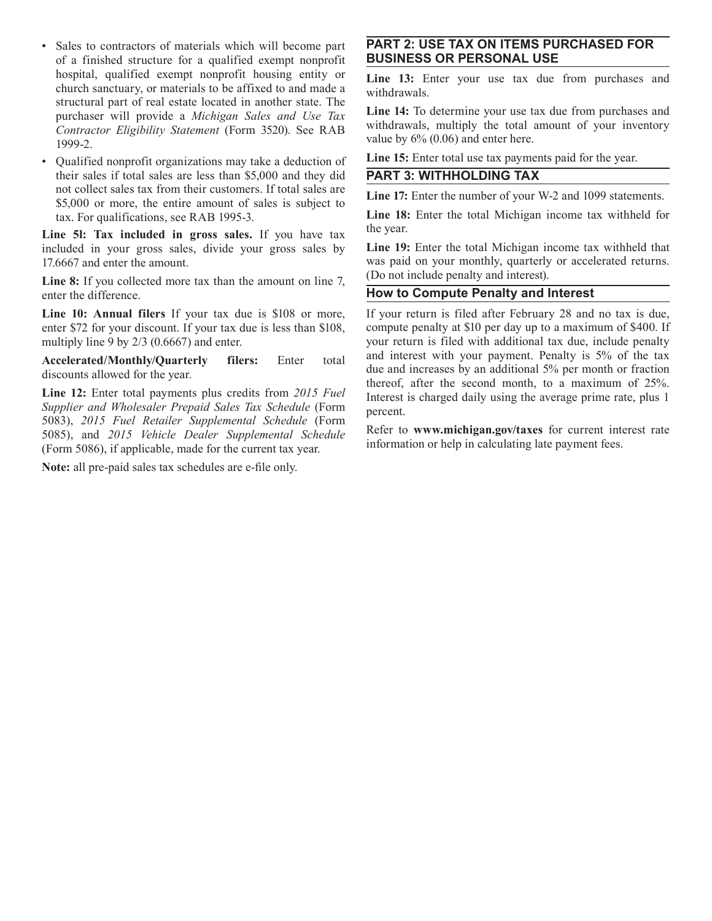- Sales to contractors of materials which will become part of a finished structure for a qualified exempt nonprofit hospital, qualified exempt nonprofit housing entity or church sanctuary, or materials to be affixed to and made a structural part of real estate located in another state. The purchaser will provide a *Michigan Sales and Use Tax Contractor Eligibility Statement* (Form 3520). See RAB 1999-2.
- Qualified nonprofit organizations may take a deduction of their sales if total sales are less than $5,000 and they did not collect sales tax from their customers. If total sales are $5,000 or more, the entire amount of sales is subject to tax. For qualifications, see RAB 1995-3.

**Line 5l: Tax included in gross sales.** If you have tax included in your gross sales, divide your gross sales by 17.6667 and enter the amount.

**Line 8:** If you collected more tax than the amount on line 7, enter the difference.

**Line 10: Annual filers** If your tax due is $108 or more, enter $72 for your discount. If your tax due is less than $108, multiply line 9 by 2/3 (0.6667) and enter.

**Accelerated/Monthly/Quarterly filers:** Enter total discounts allowed for the year.

**Line 12:** Enter total payments plus credits from *2015 Fuel Supplier and Wholesaler Prepaid Sales Tax Schedule* (Form 5083), *2015 Fuel Retailer Supplemental Schedule* (Form 5085), and *2015 Vehicle Dealer Supplemental Schedule* (Form 5086), if applicable, made for the current tax year.

**Note:** all pre-paid sales tax schedules are e-file only.

## PART 2: USE TAX ON ITEMS PURCHASED FOR BUSINESS OR PERSONAL USE

**Line 13:** Enter your use tax due from purchases and withdrawals.

**Line 14:** To determine your use tax due from purchases and withdrawals, multiply the total amount of your inventory value by 6% (0.06) and enter here.

**Line 15:** Enter total use tax payments paid for the year.

## PART 3: WITHHOLDING TAX

**Line 17:** Enter the number of your W-2 and 1099 statements.

**Line 18:** Enter the total Michigan income tax withheld for the year.

**Line 19:** Enter the total Michigan income tax withheld that was paid on your monthly, quarterly or accelerated returns. (Do not include penalty and interest).

## How to Compute Penalty and Interest

If your return is filed after February 28 and no tax is due, compute penalty at $10 per day up to a maximum of $400. If your return is filed with additional tax due, include penalty and interest with your payment. Penalty is 5% of the tax due and increases by an additional 5% per month or fraction thereof, after the second month, to a maximum of 25%. Interest is charged daily using the average prime rate, plus 1 percent.

Refer to **www.michigan.gov/taxes** for current interest rate information or help in calculating late payment fees.